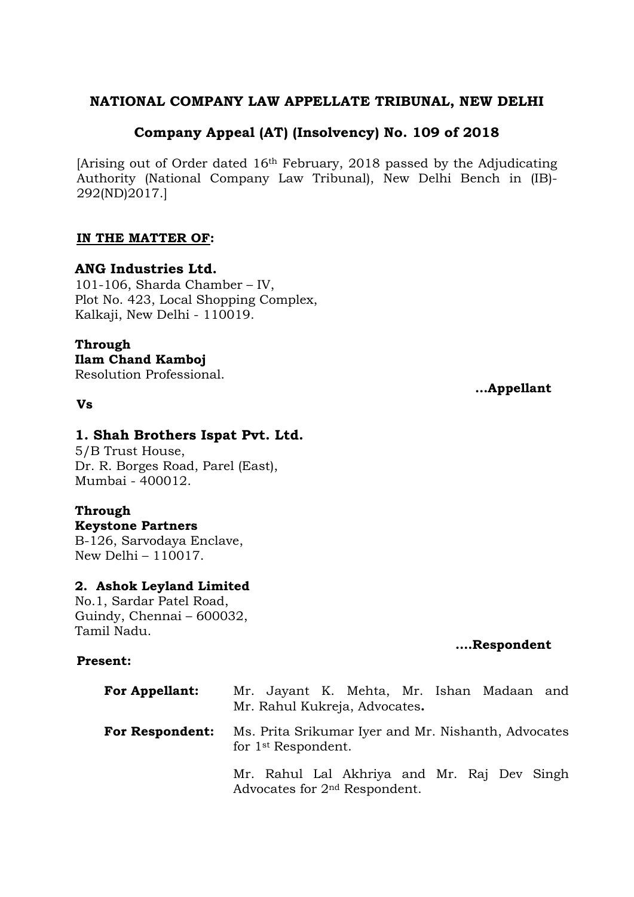**NATIONAL COMPANY LAW APPELLATE TRIBUNAL, NEW DELHI**

**Company Appeal (AT) (Insolvency) No. 109 of 2018**

[Arising out of Order dated 16th February, 2018 passed by the Adjudicating Authority (National Company Law Tribunal), New Delhi Bench in (IB)-292(ND)2017.]

**IN THE MATTER OF:**

**ANG Industries Ltd.**
101-106, Sharda Chamber – IV,
Plot No. 423, Local Shopping Complex,
Kalkaji, New Delhi - 110019.

**Through**
**Ilam Chand Kamboj**
Resolution Professional.

**...Appellant**

**Vs**

**1. Shah Brothers Ispat Pvt. Ltd.**
5/B Trust House,
Dr. R. Borges Road, Parel (East),
Mumbai - 400012.

**Through**
**Keystone Partners**
B-126, Sarvodaya Enclave,
New Delhi – 110017.

**2. Ashok Leyland Limited**
No.1, Sardar Patel Road,
Guindy, Chennai – 600032,
Tamil Nadu.

**....Respondent**

**Present:**

| | |
|---|---|
| **For Appellant:** | Mr. Jayant K. Mehta, Mr. Ishan Madaan and Mr. Rahul Kukreja, Advocates**.** |
| **For Respondent:** | Ms. Prita Srikumar Iyer and Mr. Nishanth, Advocates for 1st Respondent. |
| | Mr. Rahul Lal Akhriya and Mr. Raj Dev Singh Advocates for 2nd Respondent. |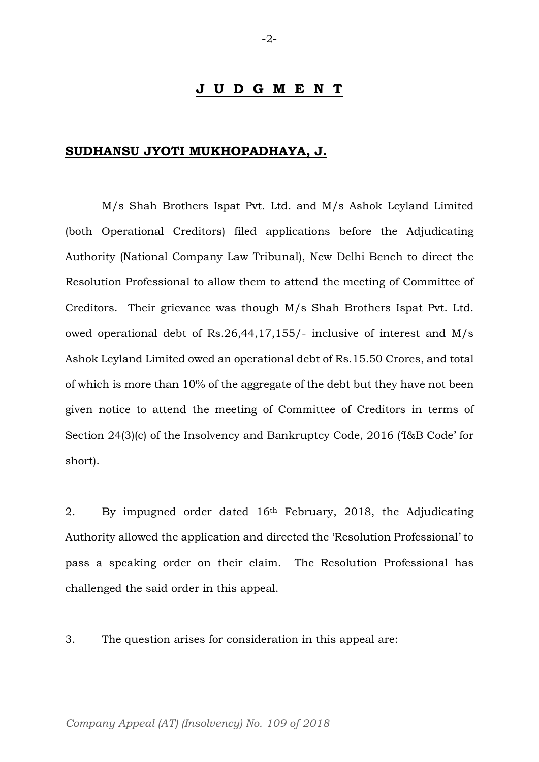## **J U D G M E N T**

### **SUDHANSU JYOTI MUKHOPADHAYA, J.**

M/s Shah Brothers Ispat Pvt. Ltd. and M/s Ashok Leyland Limited (both Operational Creditors) filed applications before the Adjudicating Authority (National Company Law Tribunal), New Delhi Bench to direct the Resolution Professional to allow them to attend the meeting of Committee of Creditors. Their grievance was though M/s Shah Brothers Ispat Pvt. Ltd. owed operational debt of Rs.26,44,17,155/- inclusive of interest and M/s Ashok Leyland Limited owed an operational debt of Rs.15.50 Crores, and total of which is more than 10% of the aggregate of the debt but they have not been given notice to attend the meeting of Committee of Creditors in terms of Section 24(3)(c) of the Insolvency and Bankruptcy Code, 2016 ('I&B Code' for short).

2. By impugned order dated 16th February, 2018, the Adjudicating Authority allowed the application and directed the 'Resolution Professional' to pass a speaking order on their claim. The Resolution Professional has challenged the said order in this appeal.

3. The question arises for consideration in this appeal are: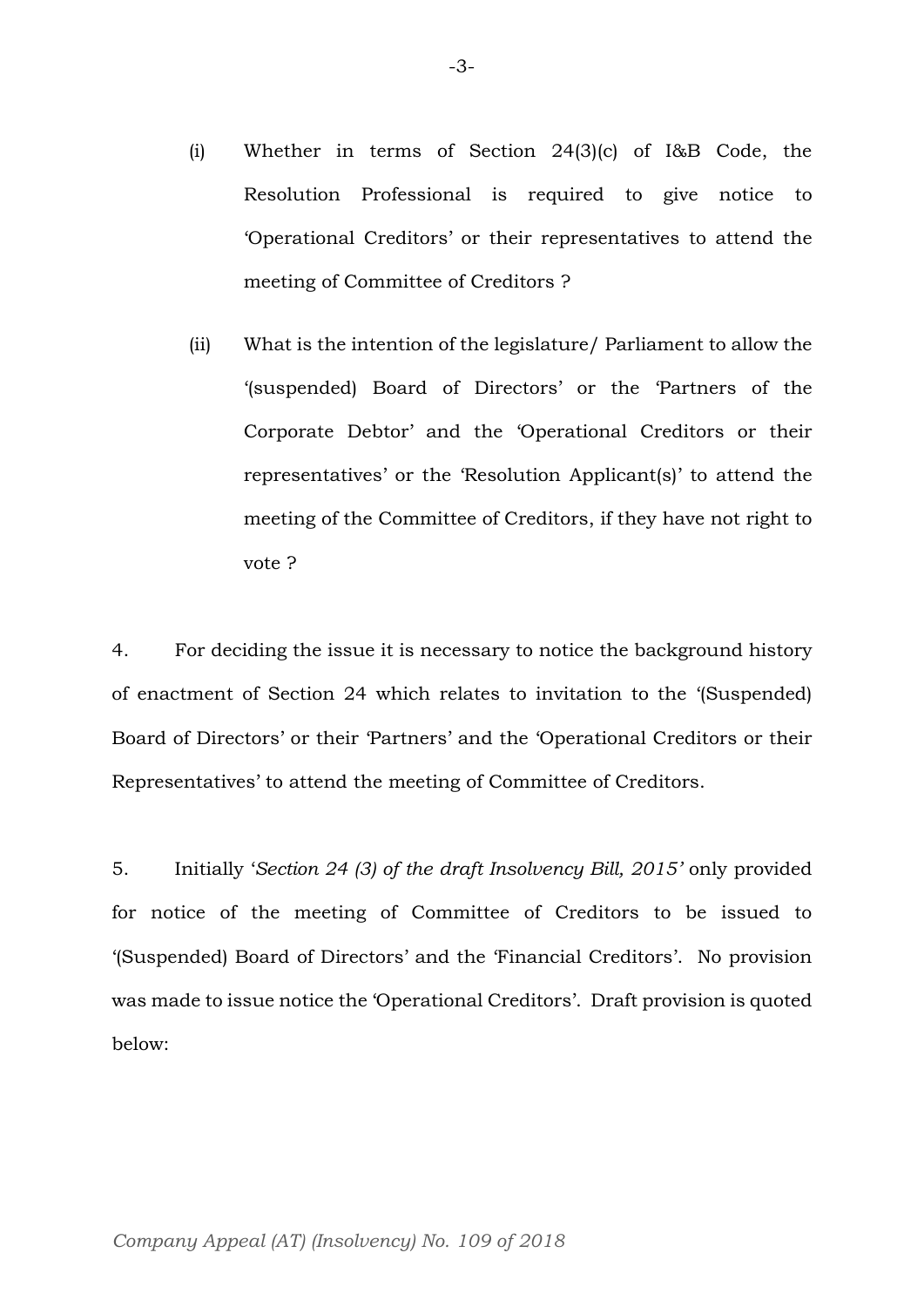(i) Whether in terms of Section 24(3)(c) of I&B Code, the Resolution Professional is required to give notice to 'Operational Creditors' or their representatives to attend the meeting of Committee of Creditors ?

(ii) What is the intention of the legislature/ Parliament to allow the '(suspended) Board of Directors' or the 'Partners of the Corporate Debtor' and the 'Operational Creditors or their representatives' or the 'Resolution Applicant(s)' to attend the meeting of the Committee of Creditors, if they have not right to vote ?

4. For deciding the issue it is necessary to notice the background history of enactment of Section 24 which relates to invitation to the '(Suspended) Board of Directors' or their 'Partners' and the 'Operational Creditors or their Representatives' to attend the meeting of Committee of Creditors.

5. Initially '*Section 24 (3) of the draft Insolvency Bill, 2015'* only provided for notice of the meeting of Committee of Creditors to be issued to '(Suspended) Board of Directors' and the 'Financial Creditors'. No provision was made to issue notice the 'Operational Creditors'. Draft provision is quoted below: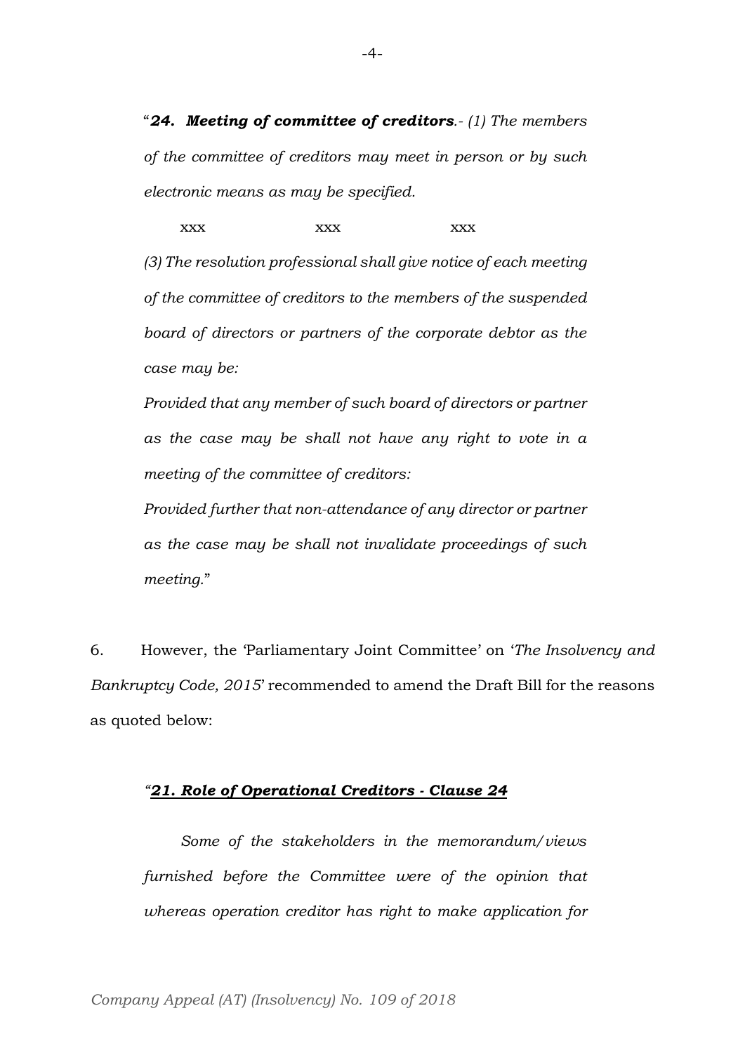"***24. Meeting of committee of creditors**.- (1) The members of the committee of creditors may meet in person or by such electronic means as may be specified.*

xxx xxx xxx

*(3) The resolution professional shall give notice of each meeting of the committee of creditors to the members of the suspended board of directors or partners of the corporate debtor as the case may be:*

*Provided that any member of such board of directors or partner as the case may be shall not have any right to vote in a meeting of the committee of creditors:*

*Provided further that non-attendance of any director or partner as the case may be shall not invalidate proceedings of such meeting.*"

6. However, the 'Parliamentary Joint Committee' on '*The Insolvency and Bankruptcy Code, 2015*' recommended to amend the Draft Bill for the reasons as quoted below:

*"**21. Role of Operational Creditors - Clause 24***

*Some of the stakeholders in the memorandum/views furnished before the Committee were of the opinion that whereas operation creditor has right to make application for*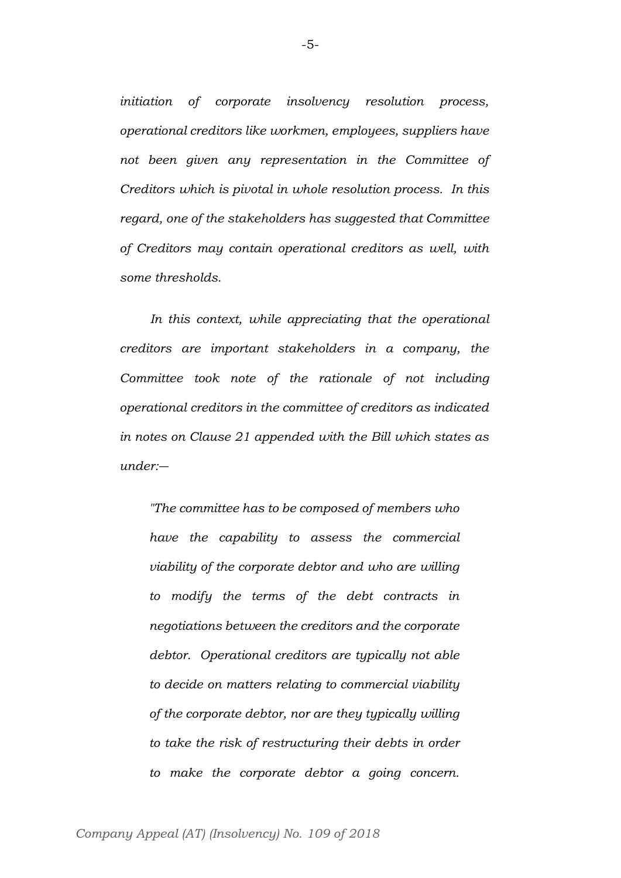*initiation of corporate insolvency resolution process, operational creditors like workmen, employees, suppliers have not been given any representation in the Committee of Creditors which is pivotal in whole resolution process. In this regard, one of the stakeholders has suggested that Committee of Creditors may contain operational creditors as well, with some thresholds.*

*In this context, while appreciating that the operational creditors are important stakeholders in a company, the Committee took note of the rationale of not including operational creditors in the committee of creditors as indicated in notes on Clause 21 appended with the Bill which states as under:—*

> *"The committee has to be composed of members who have the capability to assess the commercial viability of the corporate debtor and who are willing to modify the terms of the debt contracts in negotiations between the creditors and the corporate debtor. Operational creditors are typically not able to decide on matters relating to commercial viability of the corporate debtor, nor are they typically willing to take the risk of restructuring their debts in order to make the corporate debtor a going concern.*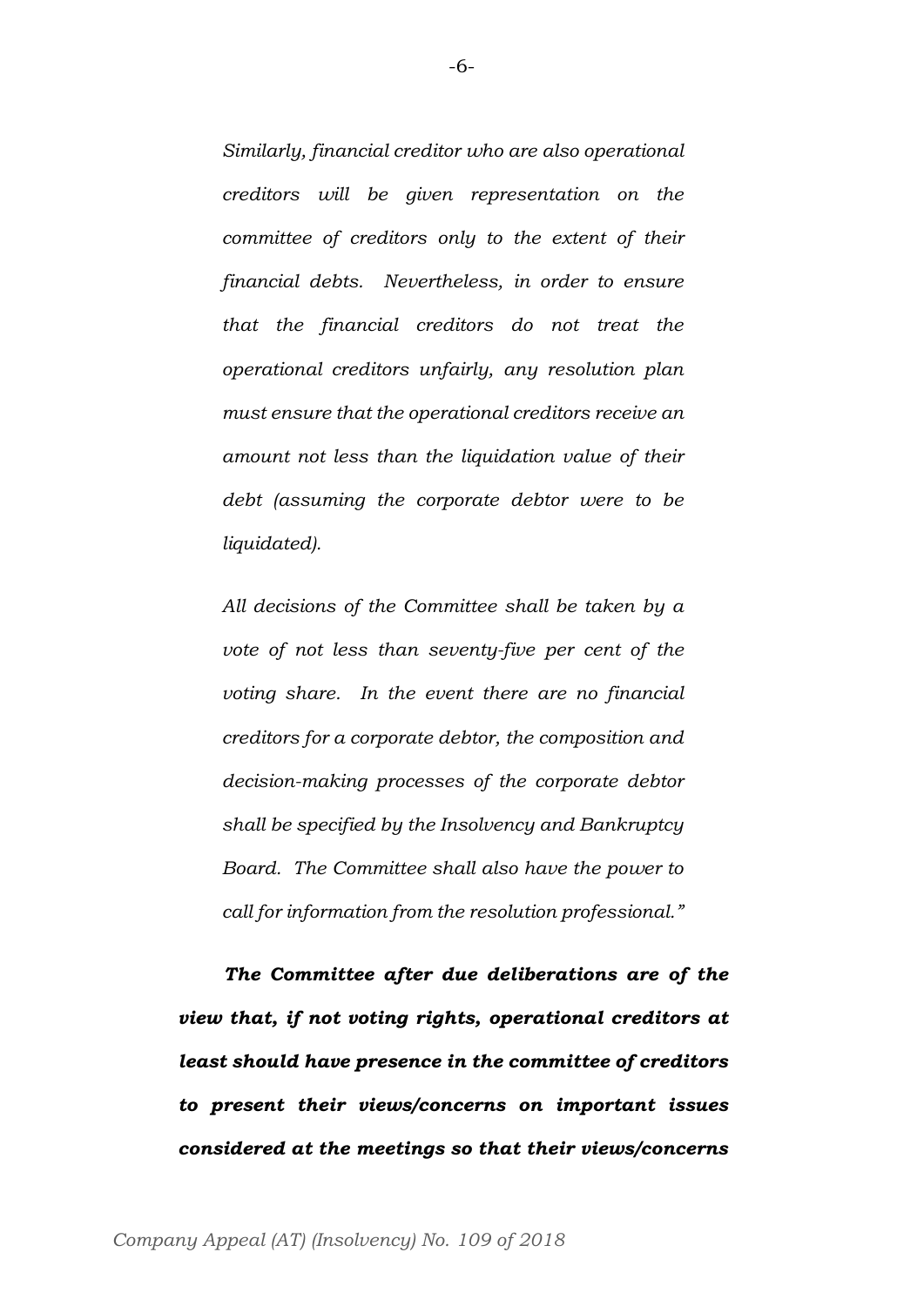*Similarly, financial creditor who are also operational creditors will be given representation on the committee of creditors only to the extent of their financial debts. Nevertheless, in order to ensure that the financial creditors do not treat the operational creditors unfairly, any resolution plan must ensure that the operational creditors receive an amount not less than the liquidation value of their debt (assuming the corporate debtor were to be liquidated).*

*All decisions of the Committee shall be taken by a vote of not less than seventy-five per cent of the voting share. In the event there are no financial creditors for a corporate debtor, the composition and decision-making processes of the corporate debtor shall be specified by the Insolvency and Bankruptcy Board. The Committee shall also have the power to call for information from the resolution professional."*

***The Committee after due deliberations are of the view that, if not voting rights, operational creditors at least should have presence in the committee of creditors to present their views/concerns on important issues considered at the meetings so that their views/concerns***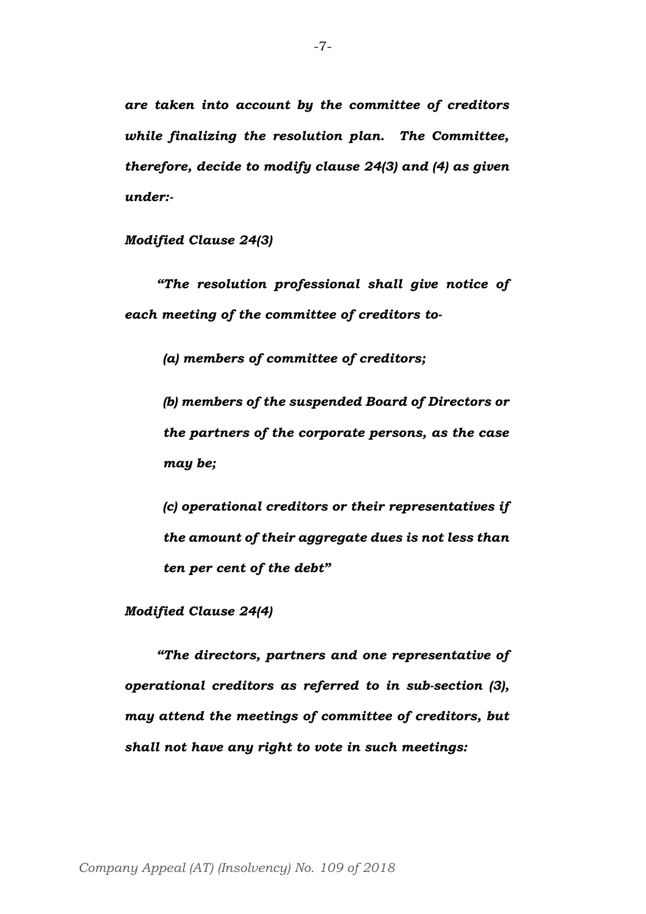***are taken into account by the committee of creditors while finalizing the resolution plan. The Committee, therefore, decide to modify clause 24(3) and (4) as given under:-***

***Modified Clause 24(3)***

***"The resolution professional shall give notice of each meeting of the committee of creditors to-***

> ***(a) members of committee of creditors;***
>
> ***(b) members of the suspended Board of Directors or the partners of the corporate persons, as the case may be;***
>
> ***(c) operational creditors or their representatives if the amount of their aggregate dues is not less than ten per cent of the debt"***

***Modified Clause 24(4)***

***"The directors, partners and one representative of operational creditors as referred to in sub-section (3), may attend the meetings of committee of creditors, but shall not have any right to vote in such meetings:***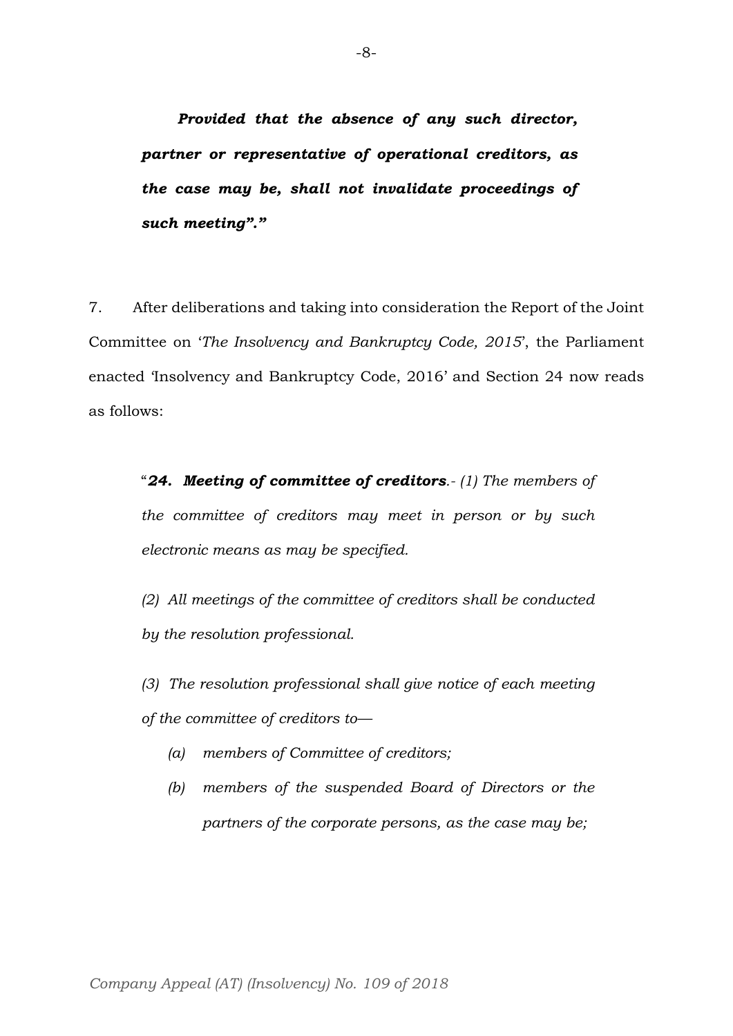***Provided that the absence of any such director, partner or representative of operational creditors, as the case may be, shall not invalidate proceedings of such meeting".***"

7. After deliberations and taking into consideration the Report of the Joint Committee on '*The Insolvency and Bankruptcy Code, 2015*', the Parliament enacted 'Insolvency and Bankruptcy Code, 2016' and Section 24 now reads as follows:

> "***24. Meeting of committee of creditors***.- *(1) The members of the committee of creditors may meet in person or by such electronic means as may be specified.*
>
> *(2) All meetings of the committee of creditors shall be conducted by the resolution professional.*
>
> *(3) The resolution professional shall give notice of each meeting of the committee of creditors to—*
>
> *(a) members of Committee of creditors;*
>
> *(b) members of the suspended Board of Directors or the partners of the corporate persons, as the case may be;*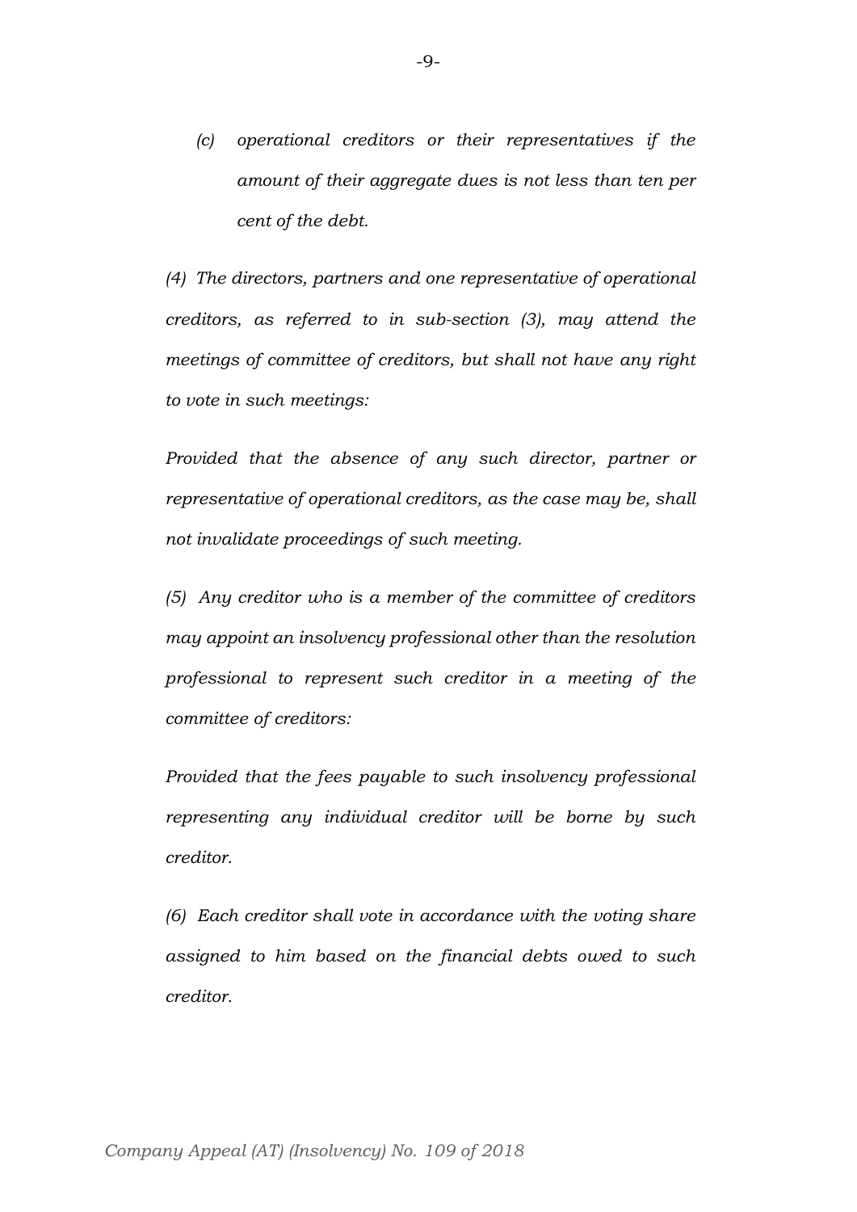*(c) operational creditors or their representatives if the amount of their aggregate dues is not less than ten per cent of the debt.*

*(4) The directors, partners and one representative of operational creditors, as referred to in sub-section (3), may attend the meetings of committee of creditors, but shall not have any right to vote in such meetings:*

*Provided that the absence of any such director, partner or representative of operational creditors, as the case may be, shall not invalidate proceedings of such meeting.*

*(5) Any creditor who is a member of the committee of creditors may appoint an insolvency professional other than the resolution professional to represent such creditor in a meeting of the committee of creditors:*

*Provided that the fees payable to such insolvency professional representing any individual creditor will be borne by such creditor.*

*(6) Each creditor shall vote in accordance with the voting share assigned to him based on the financial debts owed to such creditor.*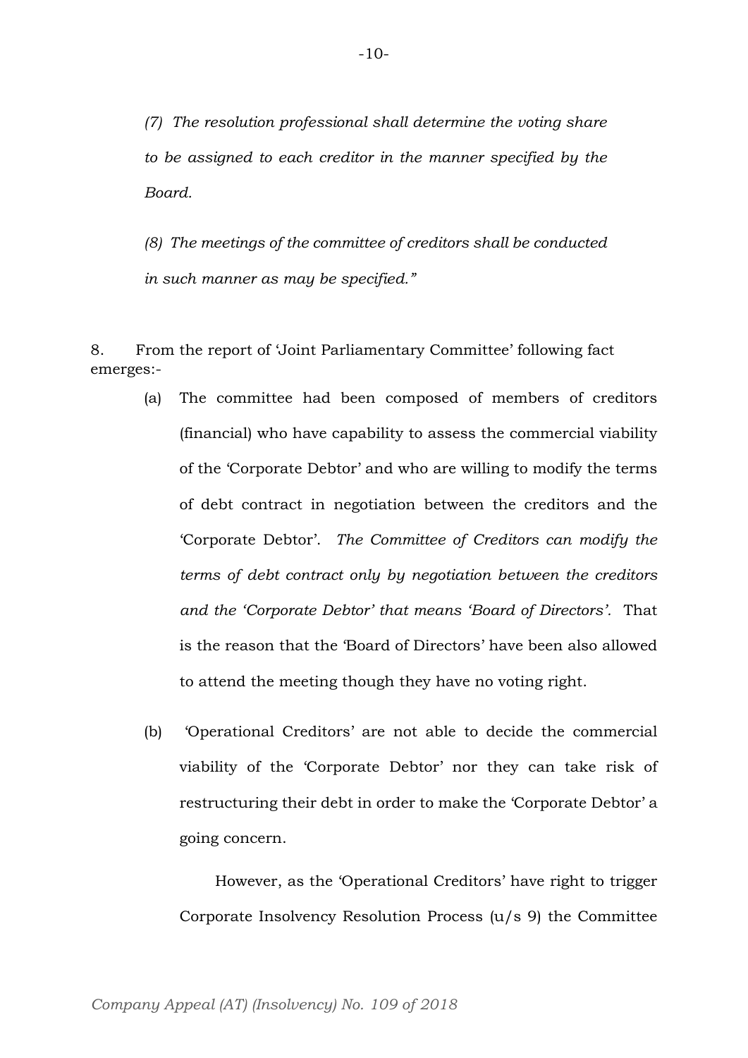*(7) The resolution professional shall determine the voting share to be assigned to each creditor in the manner specified by the Board.*

*(8) The meetings of the committee of creditors shall be conducted in such manner as may be specified."*

8. From the report of 'Joint Parliamentary Committee' following fact emerges:-

(a) The committee had been composed of members of creditors (financial) who have capability to assess the commercial viability of the 'Corporate Debtor' and who are willing to modify the terms of debt contract in negotiation between the creditors and the 'Corporate Debtor'. *The Committee of Creditors can modify the terms of debt contract only by negotiation between the creditors and the 'Corporate Debtor' that means 'Board of Directors'.* That is the reason that the 'Board of Directors' have been also allowed to attend the meeting though they have no voting right.

(b) 'Operational Creditors' are not able to decide the commercial viability of the 'Corporate Debtor' nor they can take risk of restructuring their debt in order to make the 'Corporate Debtor' a going concern.

However, as the 'Operational Creditors' have right to trigger Corporate Insolvency Resolution Process (u/s 9) the Committee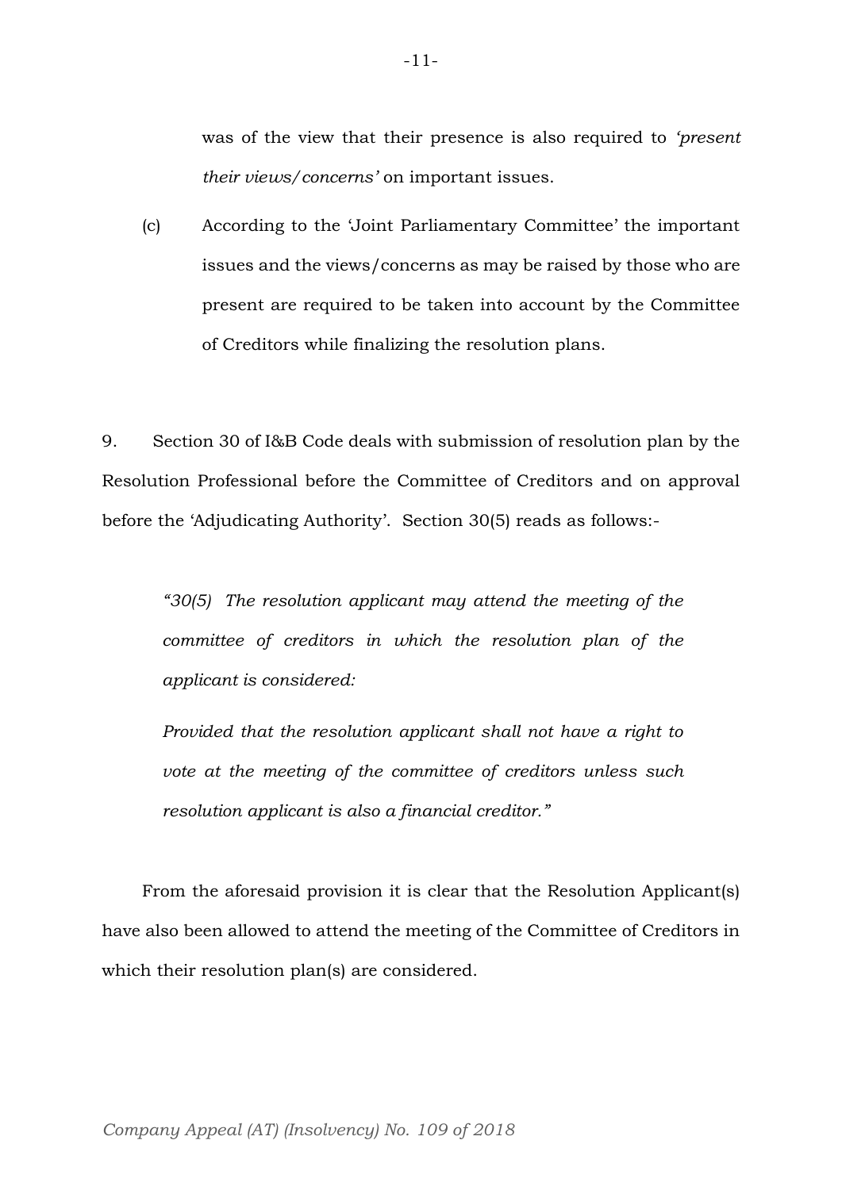was of the view that their presence is also required to *'present their views/concerns'* on important issues.

(c) According to the 'Joint Parliamentary Committee' the important issues and the views/concerns as may be raised by those who are present are required to be taken into account by the Committee of Creditors while finalizing the resolution plans.

9. Section 30 of I&B Code deals with submission of resolution plan by the Resolution Professional before the Committee of Creditors and on approval before the 'Adjudicating Authority'. Section 30(5) reads as follows:-

> *"30(5) The resolution applicant may attend the meeting of the committee of creditors in which the resolution plan of the applicant is considered:*
>
> *Provided that the resolution applicant shall not have a right to vote at the meeting of the committee of creditors unless such resolution applicant is also a financial creditor."*

From the aforesaid provision it is clear that the Resolution Applicant(s) have also been allowed to attend the meeting of the Committee of Creditors in which their resolution plan(s) are considered.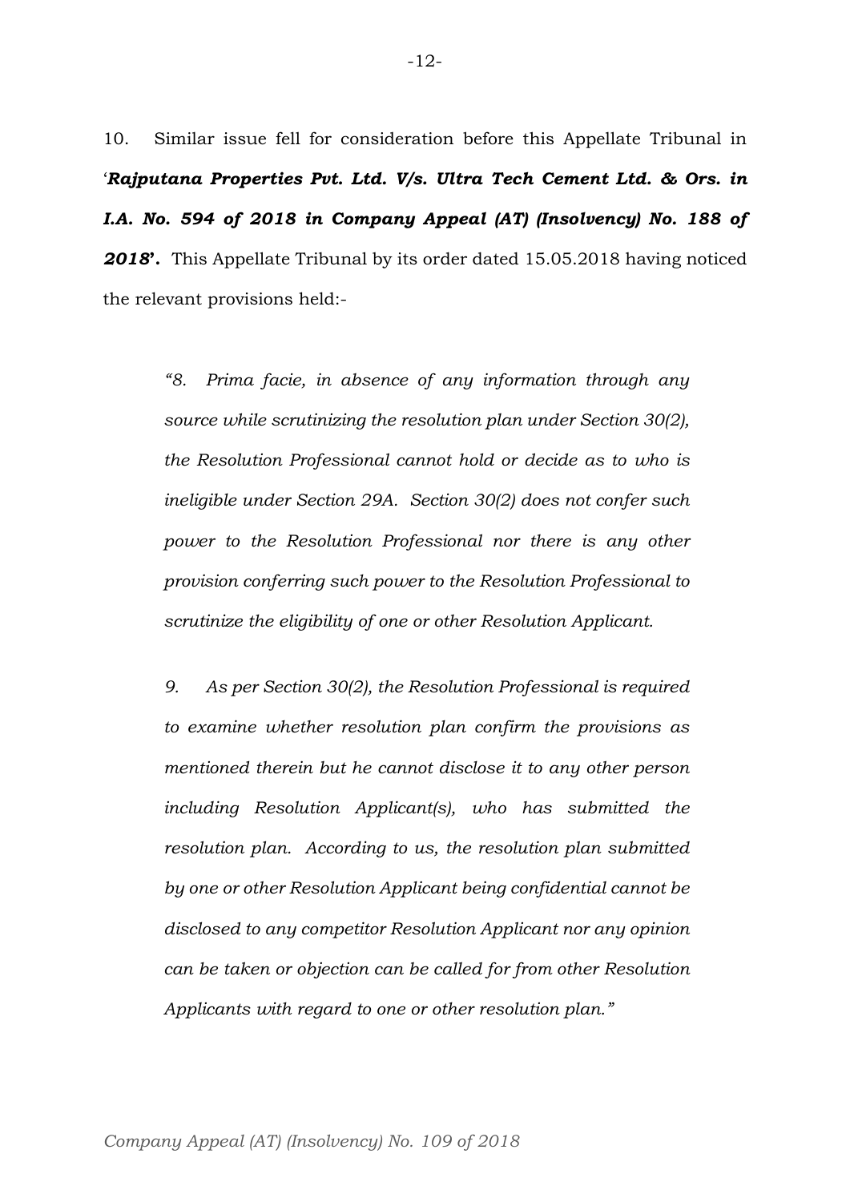10. Similar issue fell for consideration before this Appellate Tribunal in '***Rajputana Properties Pvt. Ltd. V/s. Ultra Tech Cement Ltd. & Ors. in I.A. No. 594 of 2018 in Company Appeal (AT) (Insolvency) No. 188 of 2018***'. This Appellate Tribunal by its order dated 15.05.2018 having noticed the relevant provisions held:-

> *"8. Prima facie, in absence of any information through any source while scrutinizing the resolution plan under Section 30(2), the Resolution Professional cannot hold or decide as to who is ineligible under Section 29A. Section 30(2) does not confer such power to the Resolution Professional nor there is any other provision conferring such power to the Resolution Professional to scrutinize the eligibility of one or other Resolution Applicant.*
>
> *9. As per Section 30(2), the Resolution Professional is required to examine whether resolution plan confirm the provisions as mentioned therein but he cannot disclose it to any other person including Resolution Applicant(s), who has submitted the resolution plan. According to us, the resolution plan submitted by one or other Resolution Applicant being confidential cannot be disclosed to any competitor Resolution Applicant nor any opinion can be taken or objection can be called for from other Resolution Applicants with regard to one or other resolution plan."*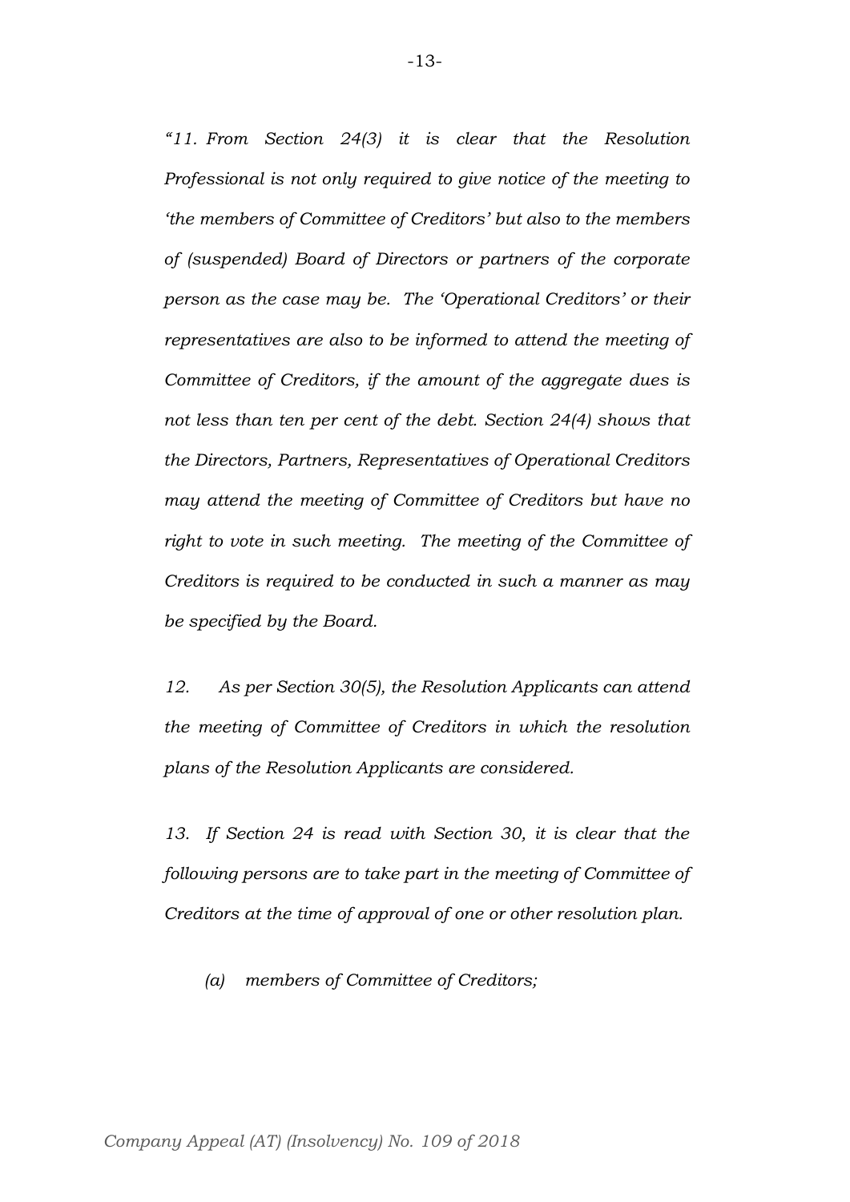*"11. From Section 24(3) it is clear that the Resolution Professional is not only required to give notice of the meeting to 'the members of Committee of Creditors' but also to the members of (suspended) Board of Directors or partners of the corporate person as the case may be. The 'Operational Creditors' or their representatives are also to be informed to attend the meeting of Committee of Creditors, if the amount of the aggregate dues is not less than ten per cent of the debt. Section 24(4) shows that the Directors, Partners, Representatives of Operational Creditors may attend the meeting of Committee of Creditors but have no right to vote in such meeting. The meeting of the Committee of Creditors is required to be conducted in such a manner as may be specified by the Board.*

*12. As per Section 30(5), the Resolution Applicants can attend the meeting of Committee of Creditors in which the resolution plans of the Resolution Applicants are considered.*

*13. If Section 24 is read with Section 30, it is clear that the following persons are to take part in the meeting of Committee of Creditors at the time of approval of one or other resolution plan.*

*(a) members of Committee of Creditors;*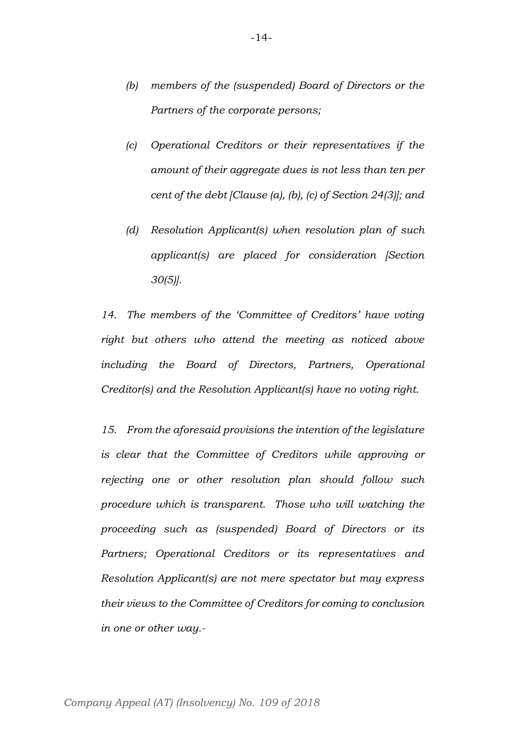*(b) members of the (suspended) Board of Directors or the Partners of the corporate persons;*

*(c) Operational Creditors or their representatives if the amount of their aggregate dues is not less than ten per cent of the debt [Clause (a), (b), (c) of Section 24(3)]; and*

*(d) Resolution Applicant(s) when resolution plan of such applicant(s) are placed for consideration [Section 30(5)].*

*14. The members of the 'Committee of Creditors' have voting right but others who attend the meeting as noticed above including the Board of Directors, Partners, Operational Creditor(s) and the Resolution Applicant(s) have no voting right.*

*15. From the aforesaid provisions the intention of the legislature is clear that the Committee of Creditors while approving or rejecting one or other resolution plan should follow such procedure which is transparent. Those who will watching the proceeding such as (suspended) Board of Directors or its Partners; Operational Creditors or its representatives and Resolution Applicant(s) are not mere spectator but may express their views to the Committee of Creditors for coming to conclusion in one or other way.-*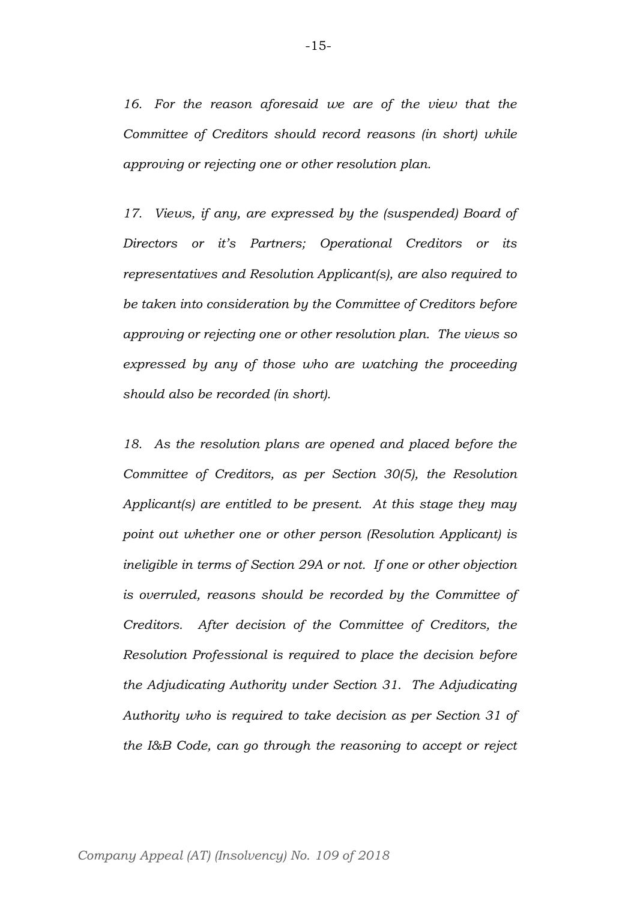*16. For the reason aforesaid we are of the view that the Committee of Creditors should record reasons (in short) while approving or rejecting one or other resolution plan.*

*17. Views, if any, are expressed by the (suspended) Board of Directors or it's Partners; Operational Creditors or its representatives and Resolution Applicant(s), are also required to be taken into consideration by the Committee of Creditors before approving or rejecting one or other resolution plan. The views so expressed by any of those who are watching the proceeding should also be recorded (in short).*

*18. As the resolution plans are opened and placed before the Committee of Creditors, as per Section 30(5), the Resolution Applicant(s) are entitled to be present. At this stage they may point out whether one or other person (Resolution Applicant) is ineligible in terms of Section 29A or not. If one or other objection is overruled, reasons should be recorded by the Committee of Creditors. After decision of the Committee of Creditors, the Resolution Professional is required to place the decision before the Adjudicating Authority under Section 31. The Adjudicating Authority who is required to take decision as per Section 31 of the I&B Code, can go through the reasoning to accept or reject*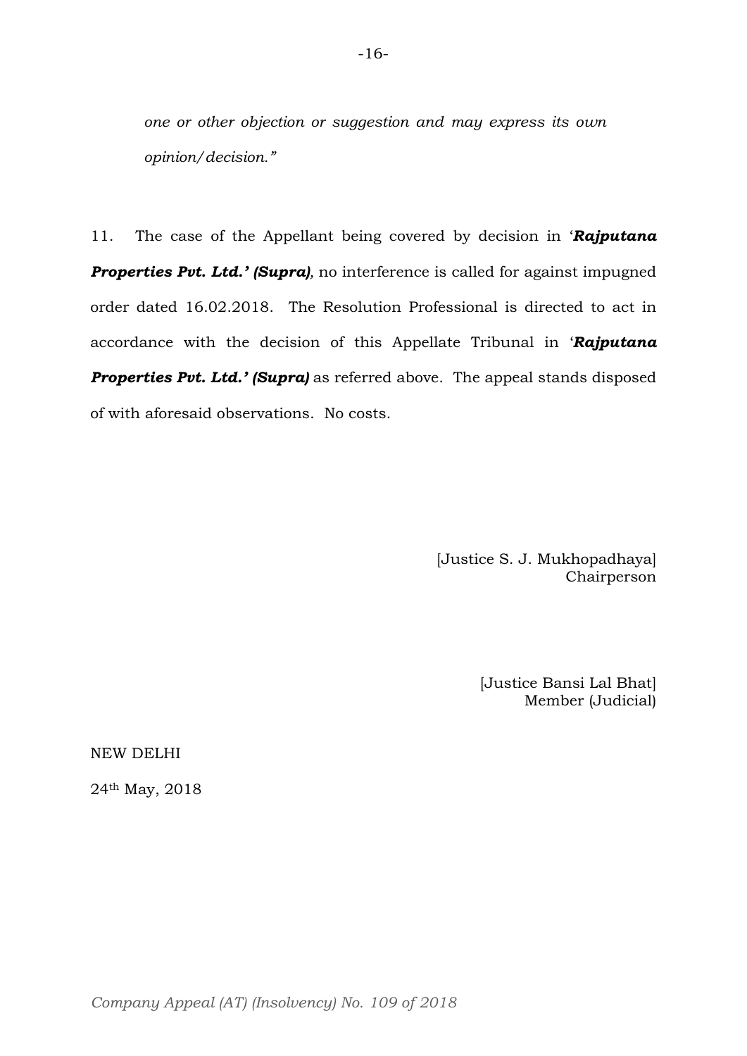*one or other objection or suggestion and may express its own opinion/decision."*

11. The case of the Appellant being covered by decision in '***Rajputana Properties Pvt. Ltd.' (Supra)***, no interference is called for against impugned order dated 16.02.2018. The Resolution Professional is directed to act in accordance with the decision of this Appellate Tribunal in '***Rajputana Properties Pvt. Ltd.' (Supra)*** as referred above. The appeal stands disposed of with aforesaid observations. No costs.

[Justice S. J. Mukhopadhaya]
Chairperson

[Justice Bansi Lal Bhat]
Member (Judicial)

NEW DELHI

24th May, 2018